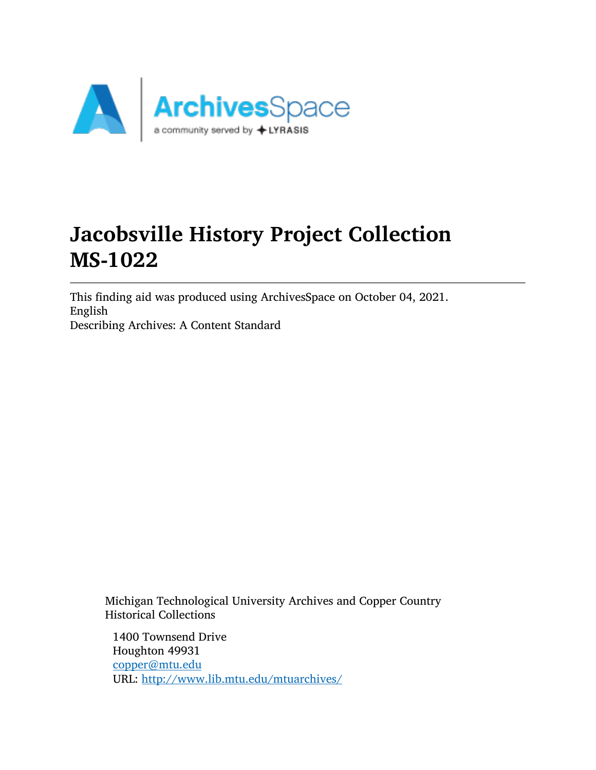# Jacobsville History Project Collection MS-1022

---

This finding aid was produced using ArchivesSpace on October 04, 2021.
English
Describing Archives: A Content Standard

Michigan Technological University Archives and Copper Country Historical Collections

1400 Townsend Drive
Houghton 49931
[copper@mtu.edu](mailto:copper@mtu.edu)
URL: [http://www.lib.mtu.edu/mtuarchives/](http://www.lib.mtu.edu/mtuarchives/)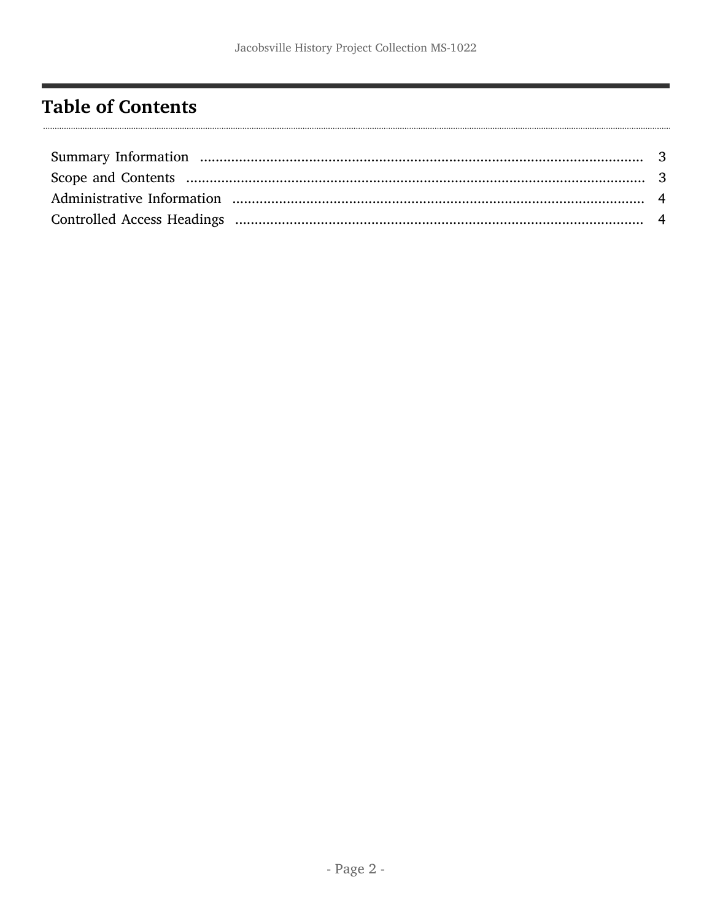# Table of Contents

Summary Information ........................................................................................................ 3
Scope and Contents ........................................................................................................... 3
Administrative Information ............................................................................................... 4
Controlled Access Headings .............................................................................................. 4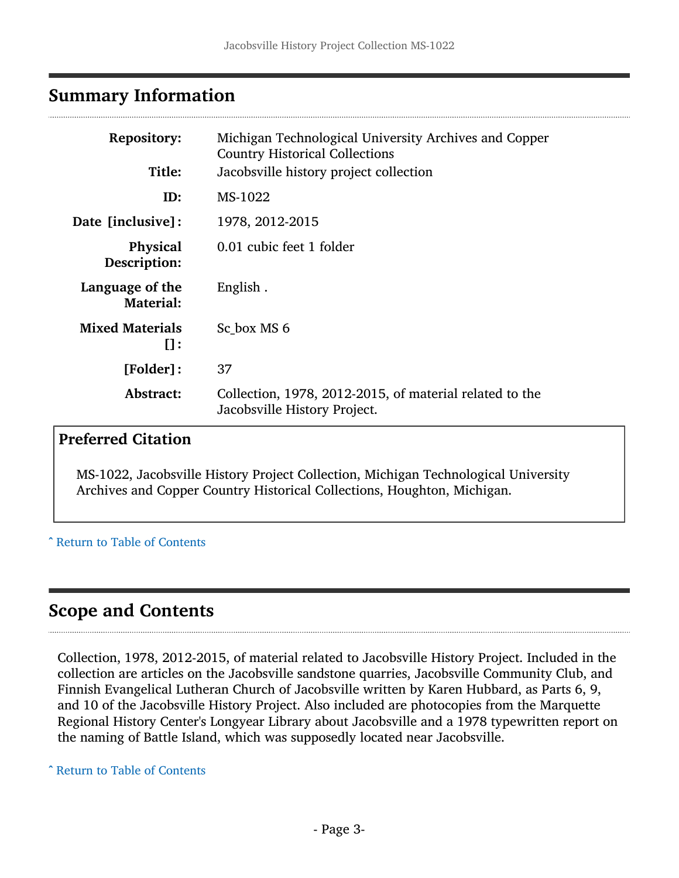## Summary Information

| | |
|---|---|
| **Repository:** | Michigan Technological University Archives and Copper Country Historical Collections |
| **Title:** | Jacobsville history project collection |
| **ID:** | MS-1022 |
| **Date [inclusive]:** | 1978, 2012-2015 |
| **Physical Description:** | 0.01 cubic feet 1 folder |
| **Language of the Material:** | English . |
| **Mixed Materials []:** | Sc_box MS 6 |
| **[Folder]:** | 37 |
| **Abstract:** | Collection, 1978, 2012-2015, of material related to the Jacobsville History Project. |

### Preferred Citation

MS-1022, Jacobsville History Project Collection, Michigan Technological University Archives and Copper Country Historical Collections, Houghton, Michigan.

ˆ Return to Table of Contents

## Scope and Contents

Collection, 1978, 2012-2015, of material related to Jacobsville History Project. Included in the collection are articles on the Jacobsville sandstone quarries, Jacobsville Community Club, and Finnish Evangelical Lutheran Church of Jacobsville written by Karen Hubbard, as Parts 6, 9, and 10 of the Jacobsville History Project. Also included are photocopies from the Marquette Regional History Center's Longyear Library about Jacobsville and a 1978 typewritten report on the naming of Battle Island, which was supposedly located near Jacobsville.

ˆ Return to Table of Contents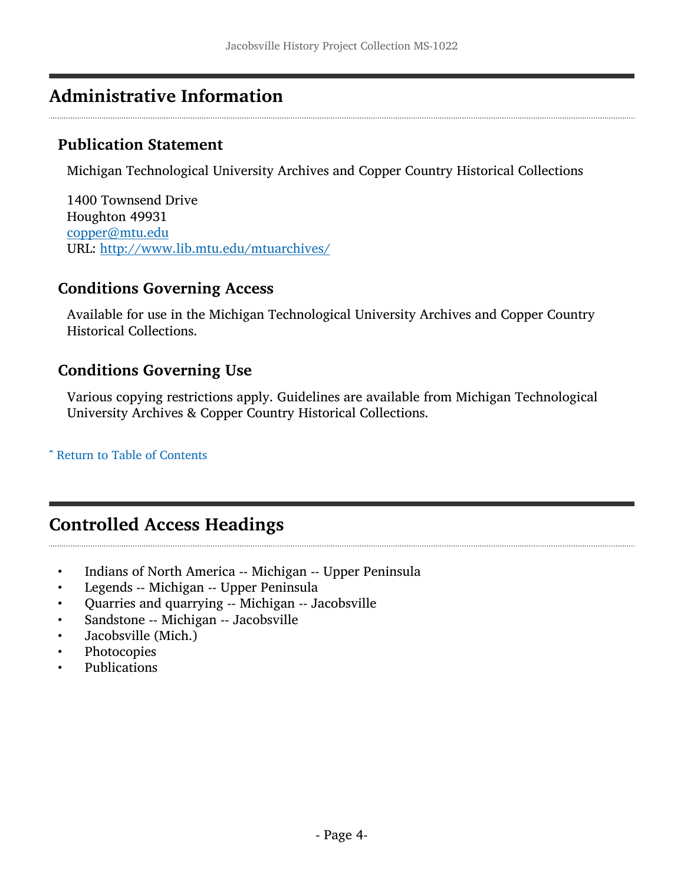## Administrative Information

### Publication Statement

Michigan Technological University Archives and Copper Country Historical Collections

1400 Townsend Drive
Houghton 49931
copper@mtu.edu
URL: http://www.lib.mtu.edu/mtuarchives/

### Conditions Governing Access

Available for use in the Michigan Technological University Archives and Copper Country Historical Collections.

### Conditions Governing Use

Various copying restrictions apply. Guidelines are available from Michigan Technological University Archives & Copper Country Historical Collections.

ˆ Return to Table of Contents

## Controlled Access Headings

- Indians of North America -- Michigan -- Upper Peninsula
- Legends -- Michigan -- Upper Peninsula
- Quarries and quarrying -- Michigan -- Jacobsville
- Sandstone -- Michigan -- Jacobsville
- Jacobsville (Mich.)
- Photocopies
- Publications